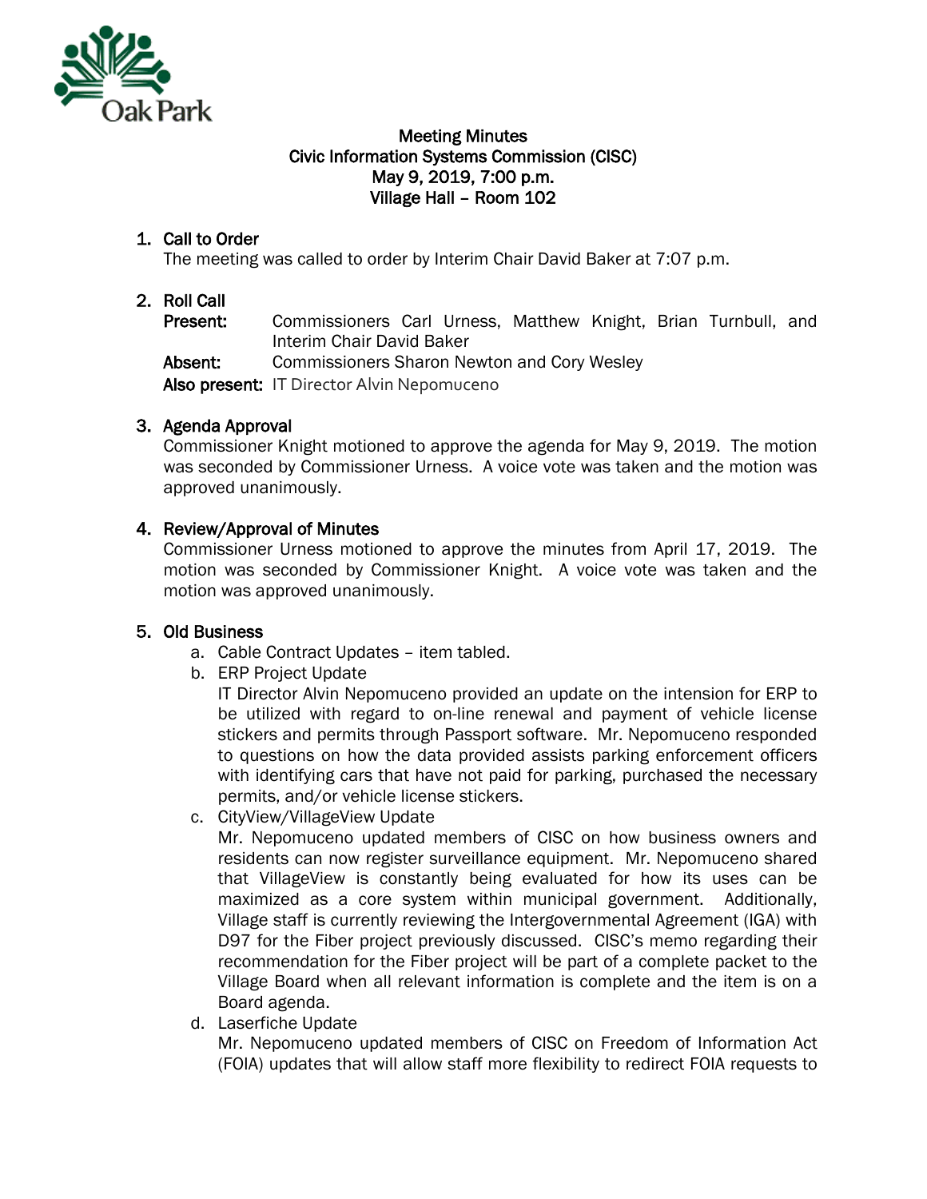Oak Park

# Meeting Minutes
## Civic Information Systems Commission (CISC)
## May 9, 2019, 7:00 p.m.
## Village Hall – Room 102

1. **Call to Order**

   The meeting was called to order by Interim Chair David Baker at 7:07 p.m.

2. **Roll Call**

   **Present:** Commissioners Carl Urness, Matthew Knight, Brian Turnbull, and Interim Chair David Baker

   **Absent:** Commissioners Sharon Newton and Cory Wesley

   **Also present:** IT Director Alvin Nepomuceno

3. **Agenda Approval**

   Commissioner Knight motioned to approve the agenda for May 9, 2019. The motion was seconded by Commissioner Urness. A voice vote was taken and the motion was approved unanimously.

4. **Review/Approval of Minutes**

   Commissioner Urness motioned to approve the minutes from April 17, 2019. The motion was seconded by Commissioner Knight. A voice vote was taken and the motion was approved unanimously.

5. **Old Business**

   a. Cable Contract Updates – item tabled.

   b. ERP Project Update

      IT Director Alvin Nepomuceno provided an update on the intension for ERP to be utilized with regard to on-line renewal and payment of vehicle license stickers and permits through Passport software. Mr. Nepomuceno responded to questions on how the data provided assists parking enforcement officers with identifying cars that have not paid for parking, purchased the necessary permits, and/or vehicle license stickers.

   c. CityView/VillageView Update

      Mr. Nepomuceno updated members of CISC on how business owners and residents can now register surveillance equipment. Mr. Nepomuceno shared that VillageView is constantly being evaluated for how its uses can be maximized as a core system within municipal government. Additionally, Village staff is currently reviewing the Intergovernmental Agreement (IGA) with D97 for the Fiber project previously discussed. CISC's memo regarding their recommendation for the Fiber project will be part of a complete packet to the Village Board when all relevant information is complete and the item is on a Board agenda.

   d. Laserfiche Update

      Mr. Nepomuceno updated members of CISC on Freedom of Information Act (FOIA) updates that will allow staff more flexibility to redirect FOIA requests to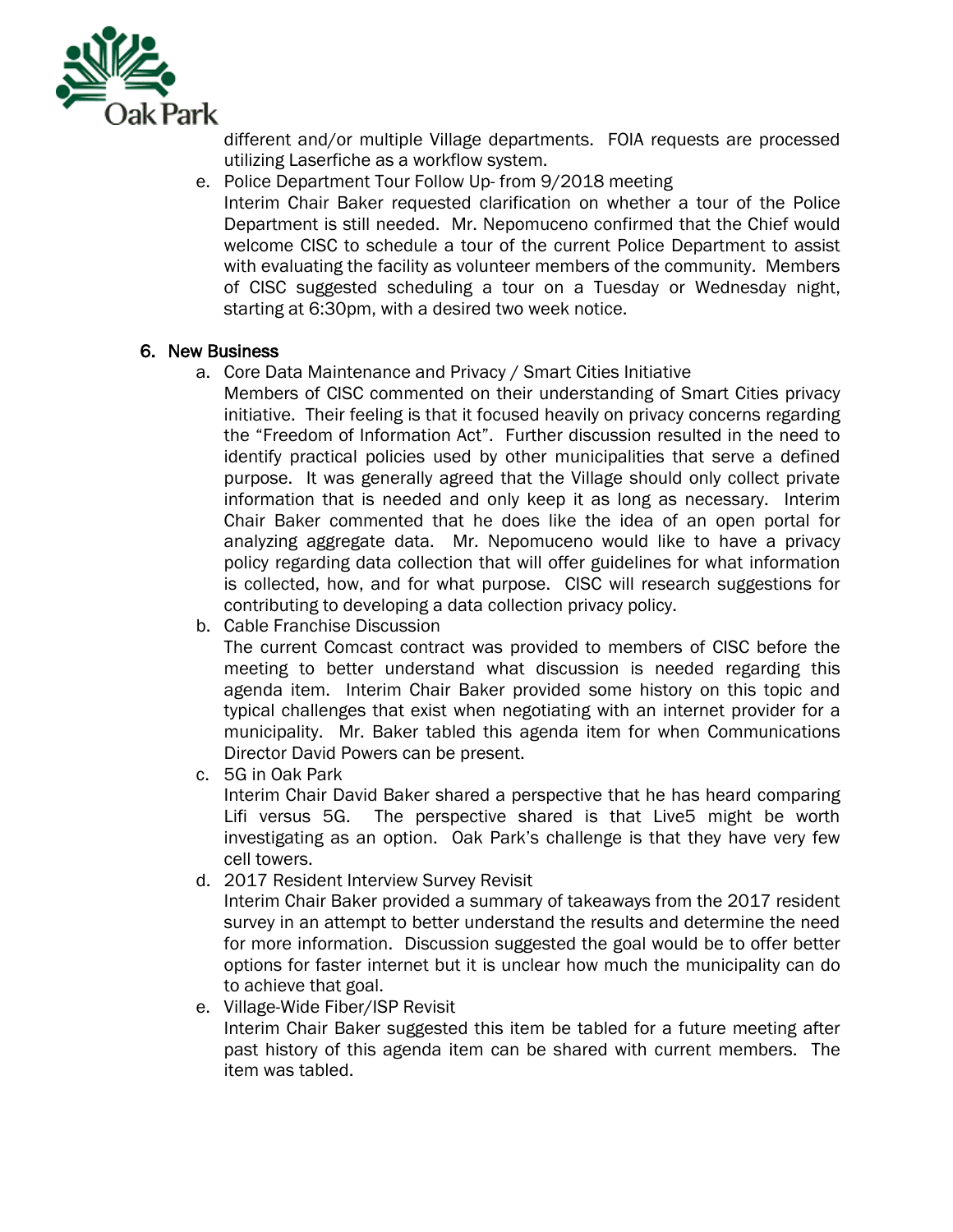different and/or multiple Village departments. FOIA requests are processed utilizing Laserfiche as a workflow system.

e. Police Department Tour Follow Up- from 9/2018 meeting
   Interim Chair Baker requested clarification on whether a tour of the Police Department is still needed. Mr. Nepomuceno confirmed that the Chief would welcome CISC to schedule a tour of the current Police Department to assist with evaluating the facility as volunteer members of the community. Members of CISC suggested scheduling a tour on a Tuesday or Wednesday night, starting at 6:30pm, with a desired two week notice.

## 6. New Business

a. Core Data Maintenance and Privacy / Smart Cities Initiative
   Members of CISC commented on their understanding of Smart Cities privacy initiative. Their feeling is that it focused heavily on privacy concerns regarding the "Freedom of Information Act". Further discussion resulted in the need to identify practical policies used by other municipalities that serve a defined purpose. It was generally agreed that the Village should only collect private information that is needed and only keep it as long as necessary. Interim Chair Baker commented that he does like the idea of an open portal for analyzing aggregate data. Mr. Nepomuceno would like to have a privacy policy regarding data collection that will offer guidelines for what information is collected, how, and for what purpose. CISC will research suggestions for contributing to developing a data collection privacy policy.

b. Cable Franchise Discussion
   The current Comcast contract was provided to members of CISC before the meeting to better understand what discussion is needed regarding this agenda item. Interim Chair Baker provided some history on this topic and typical challenges that exist when negotiating with an internet provider for a municipality. Mr. Baker tabled this agenda item for when Communications Director David Powers can be present.

c. 5G in Oak Park
   Interim Chair David Baker shared a perspective that he has heard comparing Lifi versus 5G. The perspective shared is that Live5 might be worth investigating as an option. Oak Park's challenge is that they have very few cell towers.

d. 2017 Resident Interview Survey Revisit
   Interim Chair Baker provided a summary of takeaways from the 2017 resident survey in an attempt to better understand the results and determine the need for more information. Discussion suggested the goal would be to offer better options for faster internet but it is unclear how much the municipality can do to achieve that goal.

e. Village-Wide Fiber/ISP Revisit
   Interim Chair Baker suggested this item be tabled for a future meeting after past history of this agenda item can be shared with current members. The item was tabled.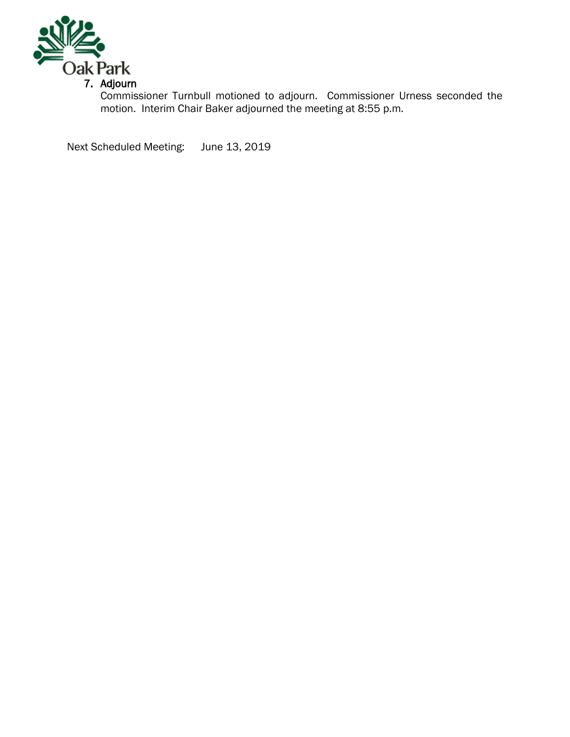7. Adjourn

   Commissioner Turnbull motioned to adjourn. Commissioner Urness seconded the motion. Interim Chair Baker adjourned the meeting at 8:55 p.m.

Next Scheduled Meeting: June 13, 2019